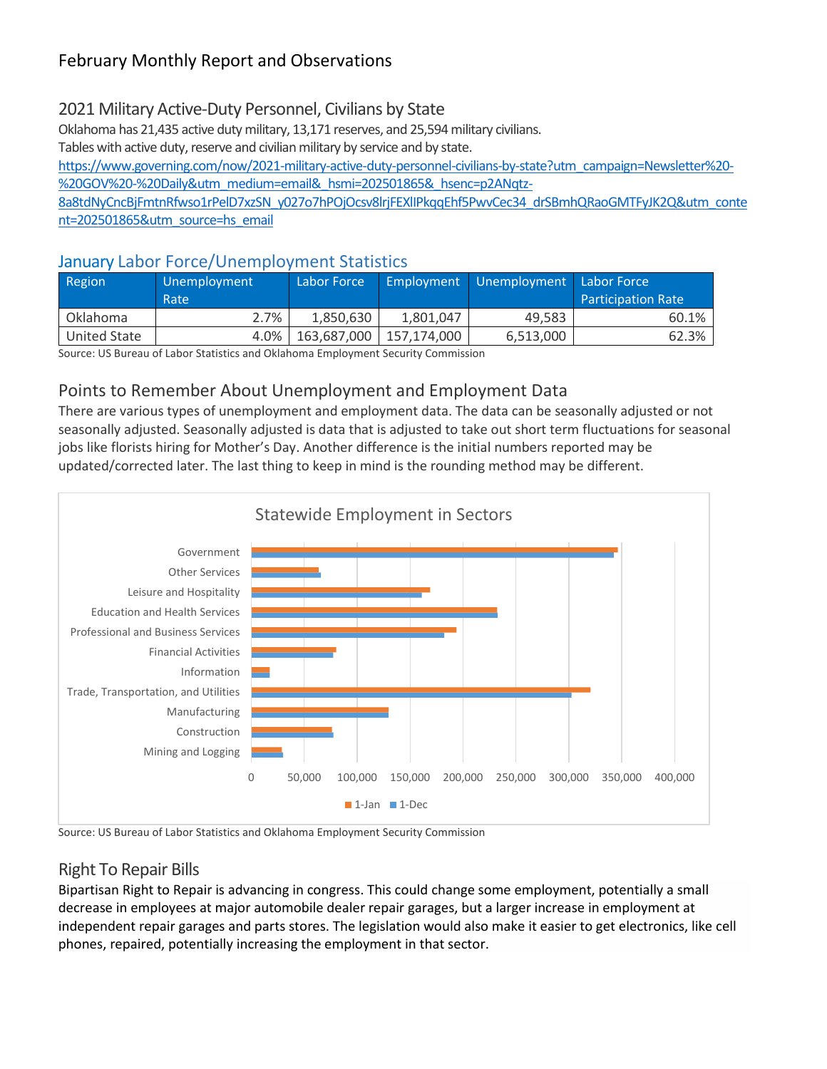# February Monthly Report and Observations

## 2021 Military Active-Duty Personnel, Civilians by State

Oklahoma has 21,435 active duty military, 13,171 reserves, and 25,594 military civilians.
Tables with active duty, reserve and civilian military by service and by state.
https://www.governing.com/now/2021-military-active-duty-personnel-civilians-by-state?utm_campaign=Newsletter%20-%20GOV%20-%20Daily&utm_medium=email&_hsmi=202501865&_hsenc=p2ANqtz-8a8tdNyCncBjFmtnRfwso1rPelD7xzSN_y027o7hPOjOcsv8lrjFEXlIPkqqEhf5PwvCec34_drSBmhQRaoGMTFyJK2Q&utm_content=202501865&utm_source=hs_email

## January Labor Force/Unemployment Statistics

| Region | Unemployment Rate | Labor Force | Employment | Unemployment | Labor Force Participation Rate |
|---|---|---|---|---|---|
| Oklahoma | 2.7% | 1,850,630 | 1,801,047 | 49,583 | 60.1% |
| United State | 4.0% | 163,687,000 | 157,174,000 | 6,513,000 | 62.3% |

Source: US Bureau of Labor Statistics and Oklahoma Employment Security Commission

## Points to Remember About Unemployment and Employment Data

There are various types of unemployment and employment data. The data can be seasonally adjusted or not seasonally adjusted. Seasonally adjusted is data that is adjusted to take out short term fluctuations for seasonal jobs like florists hiring for Mother's Day. Another difference is the initial numbers reported may be updated/corrected later. The last thing to keep in mind is the rounding method may be different.

**Statewide Employment in Sectors**

Government, Other Services, Leisure and Hospitality, Education and Health Services, Professional and Business Services, Financial Activities, Information, Trade, Transportation, and Utilities, Manufacturing, Construction, Mining and Logging

0, 50,000, 100,000, 150,000, 200,000, 250,000, 300,000, 350,000, 400,000

1-Jan 1-Dec

Source: US Bureau of Labor Statistics and Oklahoma Employment Security Commission

## Right To Repair Bills

Bipartisan Right to Repair is advancing in congress. This could change some employment, potentially a small decrease in employees at major automobile dealer repair garages, but a larger increase in employment at independent repair garages and parts stores. The legislation would also make it easier to get electronics, like cell phones, repaired, potentially increasing the employment in that sector.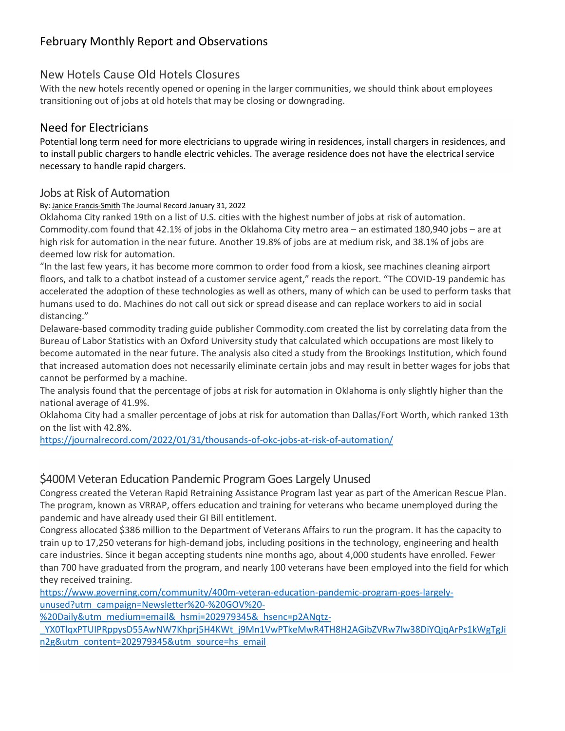# February Monthly Report and Observations

## New Hotels Cause Old Hotels Closures

With the new hotels recently opened or opening in the larger communities, we should think about employees transitioning out of jobs at old hotels that may be closing or downgrading.

## Need for Electricians

Potential long term need for more electricians to upgrade wiring in residences, install chargers in residences, and to install public chargers to handle electric vehicles. The average residence does not have the electrical service necessary to handle rapid chargers.

## Jobs at Risk of Automation

By: [Janice Francis-Smith](#) The Journal Record January 31, 2022

Oklahoma City ranked 19th on a list of U.S. cities with the highest number of jobs at risk of automation. Commodity.com found that 42.1% of jobs in the Oklahoma City metro area – an estimated 180,940 jobs – are at high risk for automation in the near future. Another 19.8% of jobs are at medium risk, and 38.1% of jobs are deemed low risk for automation.

"In the last few years, it has become more common to order food from a kiosk, see machines cleaning airport floors, and talk to a chatbot instead of a customer service agent," reads the report. "The COVID-19 pandemic has accelerated the adoption of these technologies as well as others, many of which can be used to perform tasks that humans used to do. Machines do not call out sick or spread disease and can replace workers to aid in social distancing."

Delaware-based commodity trading guide publisher Commodity.com created the list by correlating data from the Bureau of Labor Statistics with an Oxford University study that calculated which occupations are most likely to become automated in the near future. The analysis also cited a study from the Brookings Institution, which found that increased automation does not necessarily eliminate certain jobs and may result in better wages for jobs that cannot be performed by a machine.

The analysis found that the percentage of jobs at risk for automation in Oklahoma is only slightly higher than the national average of 41.9%.

Oklahoma City had a smaller percentage of jobs at risk for automation than Dallas/Fort Worth, which ranked 13th on the list with 42.8%.

https://journalrecord.com/2022/01/31/thousands-of-okc-jobs-at-risk-of-automation/

## $400M Veteran Education Pandemic Program Goes Largely Unused

Congress created the Veteran Rapid Retraining Assistance Program last year as part of the American Rescue Plan. The program, known as VRRAP, offers education and training for veterans who became unemployed during the pandemic and have already used their GI Bill entitlement.

Congress allocated $386 million to the Department of Veterans Affairs to run the program. It has the capacity to train up to 17,250 veterans for high-demand jobs, including positions in the technology, engineering and health care industries. Since it began accepting students nine months ago, about 4,000 students have enrolled. Fewer than 700 have graduated from the program, and nearly 100 veterans have been employed into the field for which they received training.

https://www.governing.com/community/400m-veteran-education-pandemic-program-goes-largely-unused?utm_campaign=Newsletter%20-%20GOV%20-%20Daily&utm_medium=email&_hsmi=202979345&_hsenc=p2ANqtz-_YX0TlqxPTUIPRppysD55AwNW7Khprj5H4KWt_j9Mn1VwPTkeMwR4TH8H2AGibZVRw7Iw38DiYQjqArPs1kWgTgJin2g&utm_content=202979345&utm_source=hs_email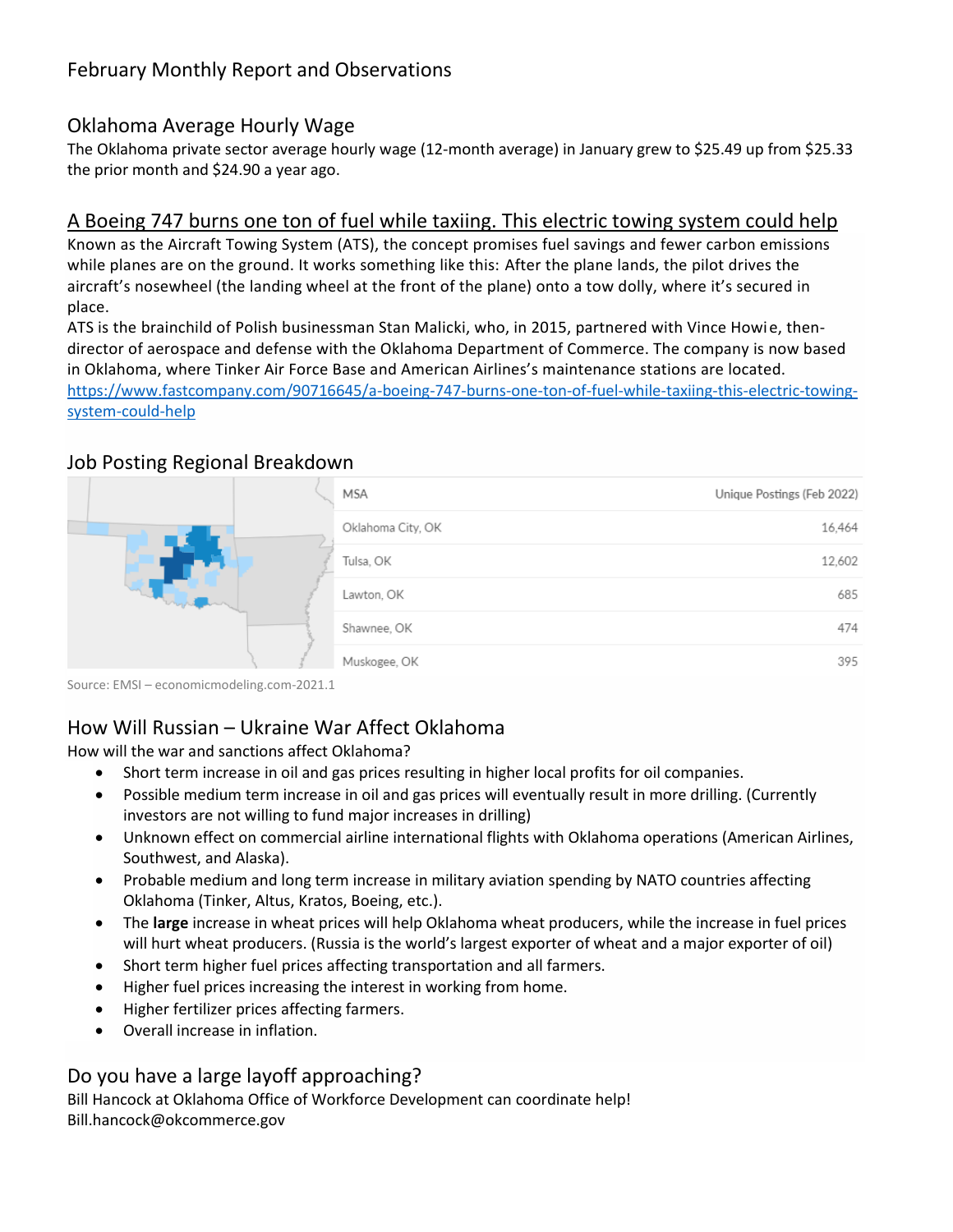# February Monthly Report and Observations

## Oklahoma Average Hourly Wage

The Oklahoma private sector average hourly wage (12-month average) in January grew to $25.49 up from $25.33 the prior month and $24.90 a year ago.

## A Boeing 747 burns one ton of fuel while taxiing. This electric towing system could help

Known as the Aircraft Towing System (ATS), the concept promises fuel savings and fewer carbon emissions while planes are on the ground. It works something like this: After the plane lands, the pilot drives the aircraft's nosewheel (the landing wheel at the front of the plane) onto a tow dolly, where it's secured in place.

ATS is the brainchild of Polish businessman Stan Malicki, who, in 2015, partnered with Vince Howie, then-director of aerospace and defense with the Oklahoma Department of Commerce. The company is now based in Oklahoma, where Tinker Air Force Base and American Airlines's maintenance stations are located.

https://www.fastcompany.com/90716645/a-boeing-747-burns-one-ton-of-fuel-while-taxiing-this-electric-towing-system-could-help

## Job Posting Regional Breakdown

| MSA | Unique Postings (Feb 2022) |
|---|---|
| Oklahoma City, OK | 16,464 |
| Tulsa, OK | 12,602 |
| Lawton, OK | 685 |
| Shawnee, OK | 474 |
| Muskogee, OK | 395 |

Source: EMSI – economicmodeling.com-2021.1

## How Will Russian – Ukraine War Affect Oklahoma

How will the war and sanctions affect Oklahoma?

- Short term increase in oil and gas prices resulting in higher local profits for oil companies.
- Possible medium term increase in oil and gas prices will eventually result in more drilling. (Currently investors are not willing to fund major increases in drilling)
- Unknown effect on commercial airline international flights with Oklahoma operations (American Airlines, Southwest, and Alaska).
- Probable medium and long term increase in military aviation spending by NATO countries affecting Oklahoma (Tinker, Altus, Kratos, Boeing, etc.).
- The **large** increase in wheat prices will help Oklahoma wheat producers, while the increase in fuel prices will hurt wheat producers. (Russia is the world's largest exporter of wheat and a major exporter of oil)
- Short term higher fuel prices affecting transportation and all farmers.
- Higher fuel prices increasing the interest in working from home.
- Higher fertilizer prices affecting farmers.
- Overall increase in inflation.

## Do you have a large layoff approaching?

Bill Hancock at Oklahoma Office of Workforce Development can coordinate help!
Bill.hancock@okcommerce.gov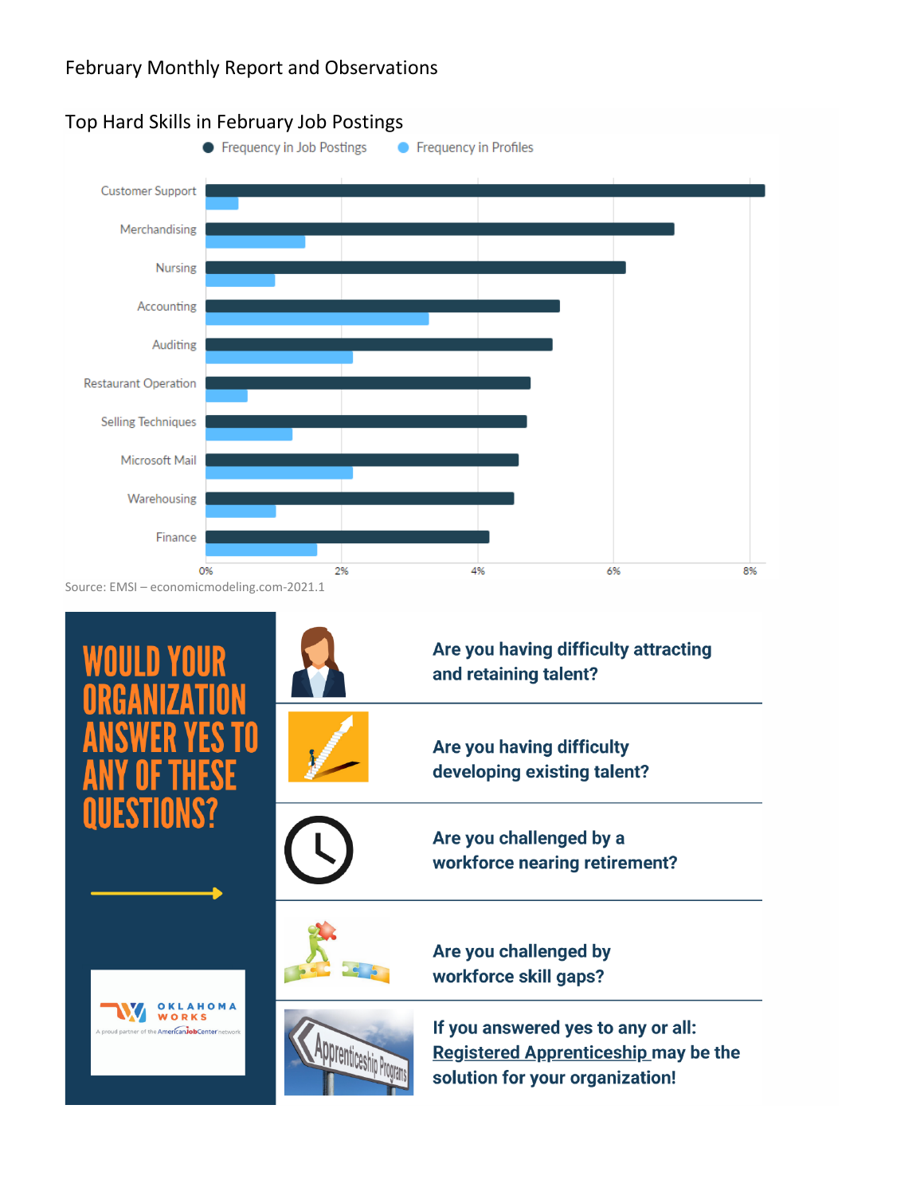February Monthly Report and Observations

## Top Hard Skills in February Job Postings

Frequency in Job Postings
Frequency in Profiles

Customer Support
Merchandising
Nursing
Accounting
Auditing
Restaurant Operation
Selling Techniques
Microsoft Mail
Warehousing
Finance

0%
2%
4%
6%
8%

Source: EMSI – economicmodeling.com-2021.1

# WOULD YOUR ORGANIZATION ANSWER YES TO ANY OF THESE QUESTIONS?

**Are you having difficulty attracting and retaining talent?**

**Are you having difficulty developing existing talent?**

**Are you challenged by a workforce nearing retirement?**

**Are you challenged by workforce skill gaps?**

**If you answered yes to any or all: Registered Apprenticeship may be the solution for your organization!**

OKLAHOMA WORKS
A proud partner of the AmericanJobCenter network